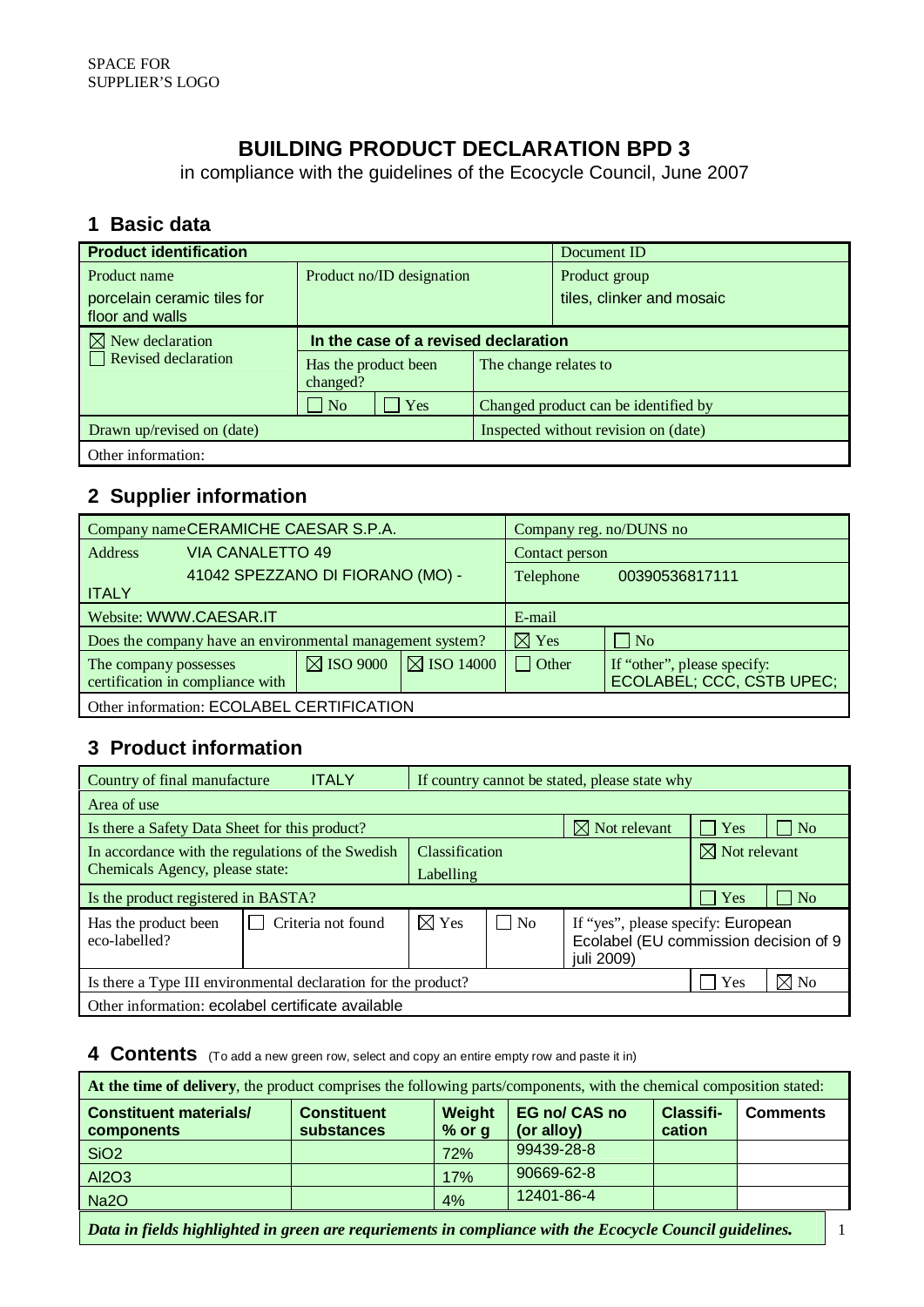SPACE FOR
SUPPLIER'S LOGO

# BUILDING PRODUCT DECLARATION BPD 3

in compliance with the guidelines of the Ecocycle Council, June 2007

## 1 Basic data

| **Product identification** | | | Document ID |
|---|---|---|---|
| Product name<br>porcelain ceramic tiles for floor and walls | Product no/ID designation | | Product group<br>tiles, clinker and mosaic |
| ☒ New declaration<br>☐ Revised declaration | **In the case of a revised declaration** | | |
| | Has the product been changed? | The change relates to | |
| | ☐ No ☐ Yes | Changed product can be identified by | |
| Drawn up/revised on (date) | | Inspected without revision on (date) | |
| Other information: | | | |

## 2 Supplier information

| Company name CERAMICHE CAESAR S.P.A. | | | Company reg. no/DUNS no | |
|---|---|---|---|---|
| Address VIA CANALETTO 49 | | | Contact person | |
| 41042 SPEZZANO DI FIORANO (MO) - ITALY | | | Telephone 00390536817111 | |
| Website: WWW.CAESAR.IT | | | E-mail | |
| Does the company have an environmental management system? | | | ☒ Yes | ☐ No |
| The company possesses certification in compliance with | ☒ ISO 9000 | ☒ ISO 14000 | ☐ Other | If "other", please specify: ECOLABEL; CCC, CSTB UPEC; |
| Other information: ECOLABEL CERTIFICATION | | | | |

## 3 Product information

| Country of final manufacture ITALY | | If country cannot be stated, please state why | | | | |
|---|---|---|---|---|---|---|
| Area of use | | | | | | |
| Is there a Safety Data Sheet for this product? | | | | ☒ Not relevant | ☐ Yes | ☐ No |
| In accordance with the regulations of the Swedish Chemicals Agency, please state: | | Classification<br>Labelling | | | ☒ Not relevant | |
| Is the product registered in BASTA? | | | | | ☐ Yes | ☐ No |
| Has the product been eco-labelled? | ☐ Criteria not found | ☒ Yes | ☐ No | If "yes", please specify: European Ecolabel (EU commission decision of 9 juli 2009) | | |
| Is there a Type III environmental declaration for the product? | | | | | ☐ Yes | ☒ No |
| Other information: ecolabel certificate available | | | | | | |

## 4 Contents (To add a new green row, select and copy an entire empty row and paste it in)

**At the time of delivery**, the product comprises the following parts/components, with the chemical composition stated:

| **Constituent materials/ components** | **Constituent substances** | **Weight % or g** | **EG no/ CAS no (or alloy)** | **Classifi-cation** | **Comments** |
|---|---|---|---|---|---|
| $SiO_2$ | | 72% | 99439-28-8 | | |
| $Al_2O_3$ | | 17% | 90669-62-8 | | |
| $Na_2O$ | | 4% | 12401-86-4 | | |

***Data in fields highlighted in green are requriements in compliance with the Ecocycle Council guidelines.***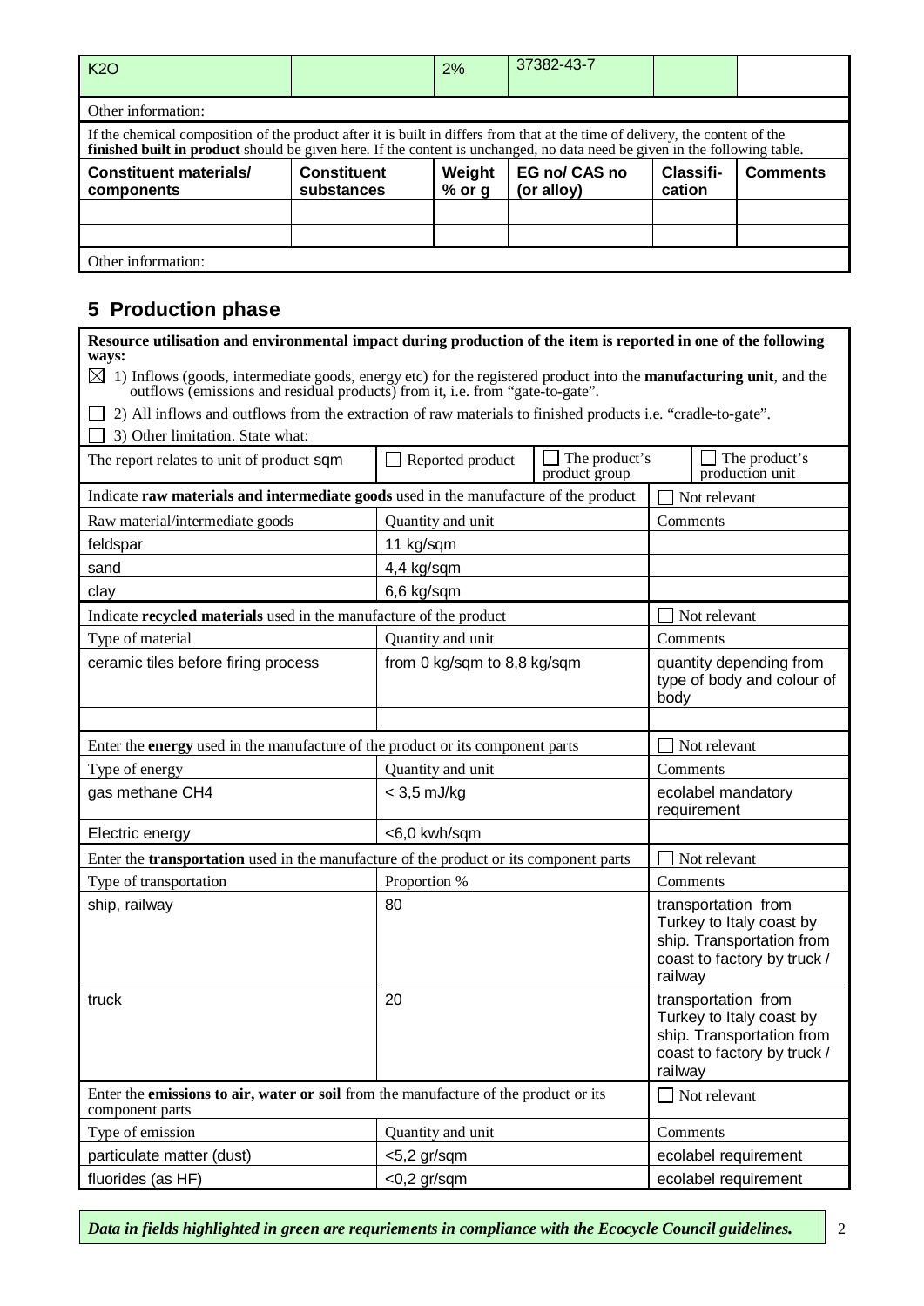| K2O | | 2% | 37382-43-7 | | |
|---|---|---|---|---|---|
| Other information: | | | | | |

If the chemical composition of the product after it is built in differs from that at the time of delivery, the content of the **finished built in product** should be given here. If the content is unchanged, no data need be given in the following table.

| Constituent materials/ components | Constituent substances | Weight % or g | EG no/ CAS no (or alloy) | Classifi-cation | Comments |
|---|---|---|---|---|---|
| | | | | | |
| | | | | | |

Other information:

## 5 Production phase

**Resource utilisation and environmental impact during production of the item is reported in one of the following ways:**

☒ 1) Inflows (goods, intermediate goods, energy etc) for the registered product into the **manufacturing unit**, and the outflows (emissions and residual products) from it, i.e. from "gate-to-gate".

☐ 2) All inflows and outflows from the extraction of raw materials to finished products i.e. "cradle-to-gate".

☐ 3) Other limitation. State what:

| The report relates to unit of product sqm | ☐ Reported product | ☐ The product's product group | ☐ The product's production unit |
|---|---|---|---|

| Indicate **raw materials and intermediate goods** used in the manufacture of the product | | ☐ Not relevant |
|---|---|---|
| Raw material/intermediate goods | Quantity and unit | Comments |
| feldspar | 11 kg/sqm | |
| sand | 4,4 kg/sqm | |
| clay | 6,6 kg/sqm | |

| Indicate **recycled materials** used in the manufacture of the product | | ☐ Not relevant |
|---|---|---|
| Type of material | Quantity and unit | Comments |
| ceramic tiles before firing process | from 0 kg/sqm to 8,8 kg/sqm | quantity depending from type of body and colour of body |
| | | |

| Enter the **energy** used in the manufacture of the product or its component parts | | ☐ Not relevant |
|---|---|---|
| Type of energy | Quantity and unit | Comments |
| gas methane $CH_4$ | < 3,5 mJ/kg | ecolabel mandatory requirement |
| Electric energy | <6,0 kwh/sqm | |

| Enter the **transportation** used in the manufacture of the product or its component parts | | ☐ Not relevant |
|---|---|---|
| Type of transportation | Proportion % | Comments |
| ship, railway | 80 | transportation from Turkey to Italy coast by ship. Transportation from coast to factory by truck / railway |
| truck | 20 | transportation from Turkey to Italy coast by ship. Transportation from coast to factory by truck / railway |

| Enter the **emissions to air, water or soil** from the manufacture of the product or its component parts | | ☐ Not relevant |
|---|---|---|
| Type of emission | Quantity and unit | Comments |
| particulate matter (dust) | <5,2 gr/sqm | ecolabel requirement |
| fluorides (as HF) | <0,2 gr/sqm | ecolabel requirement |

***Data in fields highlighted in green are requriements in compliance with the Ecocycle Council guidelines.***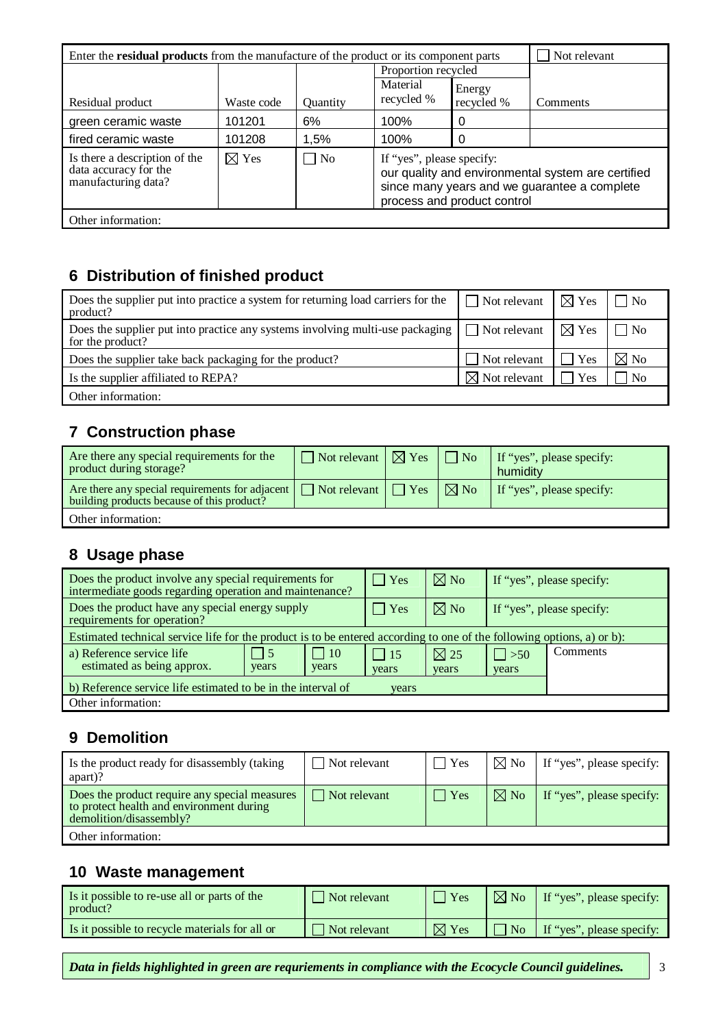| Enter the **residual products** from the manufacture of the product or its component parts | | | | | ☐ Not relevant |
|---|---|---|---|---|---|
| | | | Proportion recycled | | |
| Residual product | Waste code | Quantity | Material recycled % | Energy recycled % | Comments |
| green ceramic waste | 101201 | 6% | 100% | 0 | |
| fired ceramic waste | 101208 | 1,5% | 100% | 0 | |
| Is there a description of the data accuracy for the manufacturing data? | ☒ Yes | ☐ No | If "yes", please specify: our quality and environmental system are certified since many years and we guarantee a complete process and product control | | |
| Other information: | | | | | |

## 6 Distribution of finished product

| | | | |
|---|---|---|---|
| Does the supplier put into practice a system for returning load carriers for the product? | ☐ Not relevant | ☒ Yes | ☐ No |
| Does the supplier put into practice any systems involving multi-use packaging for the product? | ☐ Not relevant | ☒ Yes | ☐ No |
| Does the supplier take back packaging for the product? | ☐ Not relevant | ☐ Yes | ☒ No |
| Is the supplier affiliated to REPA? | ☒ Not relevant | ☐ Yes | ☐ No |
| Other information: | | | |

## 7 Construction phase

| | | | | |
|---|---|---|---|---|
| Are there any special requirements for the product during storage? | ☐ Not relevant | ☒ Yes | ☐ No | If "yes", please specify: humidity |
| Are there any special requirements for adjacent building products because of this product? | ☐ Not relevant | ☐ Yes | ☒ No | If "yes", please specify: |
| Other information: | | | | |

## 8 Usage phase

| | | | | | |
|---|---|---|---|---|---|
| Does the product involve any special requirements for intermediate goods regarding operation and maintenance? | | ☐ Yes | ☒ No | If "yes", please specify: | |
| Does the product have any special energy supply requirements for operation? | | ☐ Yes | ☒ No | If "yes", please specify: | |
| Estimated technical service life for the product is to be entered according to one of the following options, a) or b): | | | | | |
| a) Reference service life estimated as being approx. | ☐ 5 years | ☐ 10 years | ☐ 15 years | ☒ 25 years | ☐ >50 years | Comments |
| b) Reference service life estimated to be in the interval of years | | | | | |
| Other information: | | | | | |

## 9 Demolition

| | | | | |
|---|---|---|---|---|
| Is the product ready for disassembly (taking apart)? | ☐ Not relevant | ☐ Yes | ☒ No | If "yes", please specify: |
| Does the product require any special measures to protect health and environment during demolition/disassembly? | ☐ Not relevant | ☐ Yes | ☒ No | If "yes", please specify: |
| Other information: | | | | |

## 10 Waste management

| | | | | |
|---|---|---|---|---|
| Is it possible to re-use all or parts of the product? | ☐ Not relevant | ☐ Yes | ☒ No | If "yes", please specify: |
| Is it possible to recycle materials for all or | ☐ Not relevant | ☒ Yes | ☐ No | If "yes", please specify: |

***Data in fields highlighted in green are requriements in compliance with the Ecocycle Council guidelines.***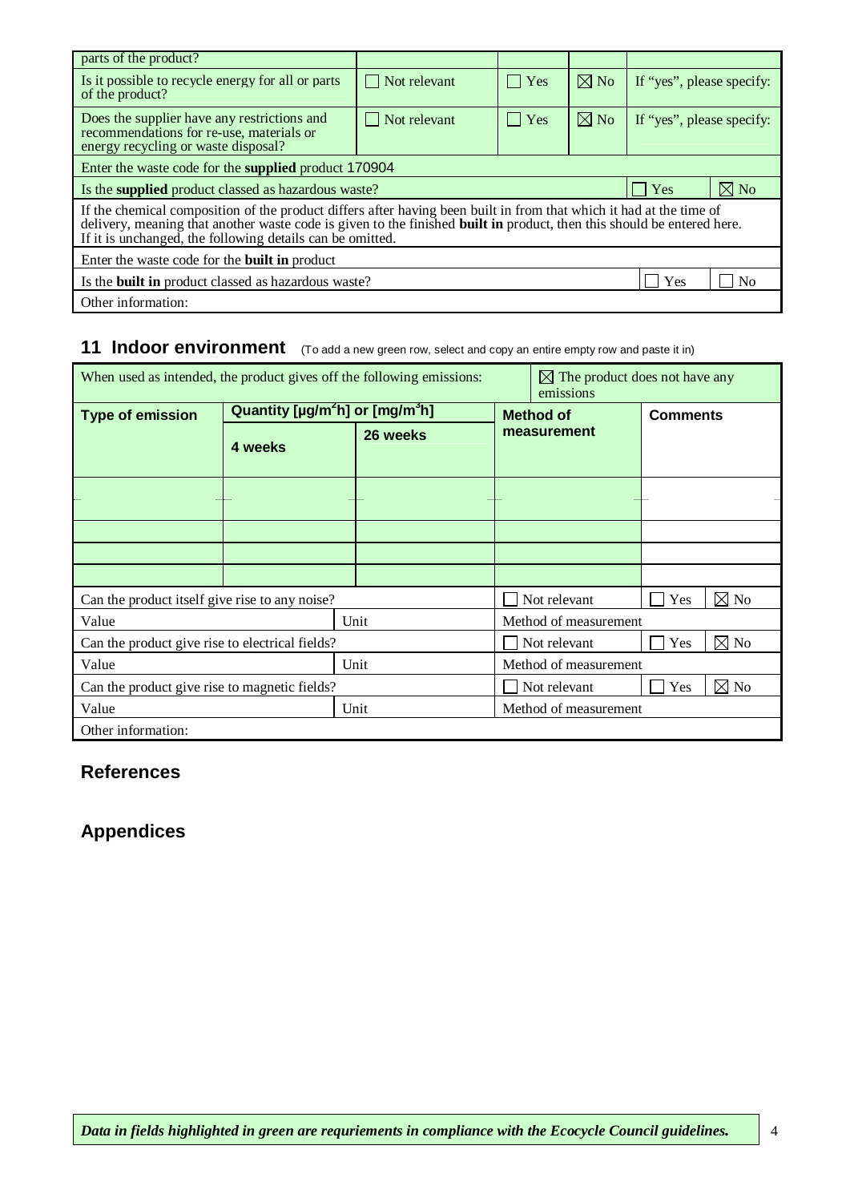| | | | | |
|---|---|---|---|---|
| parts of the product? | | | | |
| Is it possible to recycle energy for all or parts of the product? | ☐ Not relevant | ☐ Yes | ☒ No | If "yes", please specify: |
| Does the supplier have any restrictions and recommendations for re-use, materials or energy recycling or waste disposal? | ☐ Not relevant | ☐ Yes | ☒ No | If "yes", please specify: |
| Enter the waste code for the **supplied** product 170904 | | | | |
| Is the **supplied** product classed as hazardous waste? | | | ☐ Yes | ☒ No |
| If the chemical composition of the product differs after having been built in from that which it had at the time of delivery, meaning that another waste code is given to the finished **built in** product, then this should be entered here. If it is unchanged, the following details can be omitted. | | | | |
| Enter the waste code for the **built in** product | | | | |
| Is the **built in** product classed as hazardous waste? | | | ☐ Yes | ☐ No |
| Other information: | | | | |

## 11 Indoor environment

(To add a new green row, select and copy an entire empty row and paste it in)

| When used as intended, the product gives off the following emissions: | | | ☒ The product does not have any emissions | |
|---|---|---|---|---|
| **Type of emission** | **Quantity [µg/m²h] or [mg/m³h]** | | **Method of measurement** | **Comments** |
| | **4 weeks** | **26 weeks** | | |
| | | | | |
| | | | | |
| | | | | |
| | | | | |

| | | | | |
|---|---|---|---|---|
| Can the product itself give rise to any noise? | | ☐ Not relevant | ☐ Yes | ☒ No |
| Value | Unit | Method of measurement | | |
| Can the product give rise to electrical fields? | | ☐ Not relevant | ☐ Yes | ☒ No |
| Value | Unit | Method of measurement | | |
| Can the product give rise to magnetic fields? | | ☐ Not relevant | ☐ Yes | ☒ No |
| Value | Unit | Method of measurement | | |
| Other information: | | | | |

## References

## Appendices

***Data in fields highlighted in green are requriements in compliance with the Ecocycle Council guidelines.***